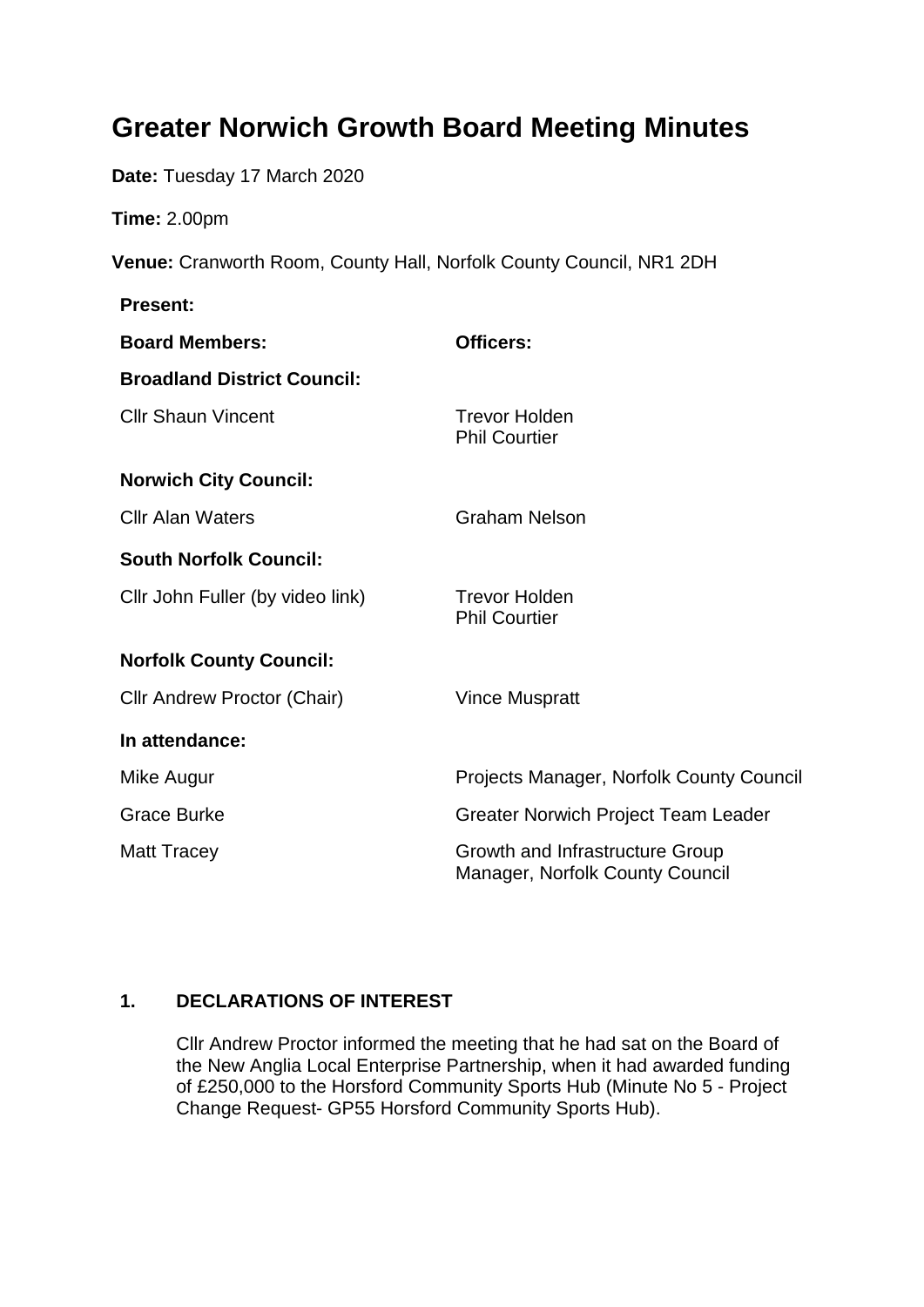# Greater Norwich Growth Board Meeting Minutes

**Date:** Tuesday 17 March 2020

**Time:** 2.00pm

**Venue:** Cranworth Room, County Hall, Norfolk County Council, NR1 2DH

**Present:**

| **Board Members:** | **Officers:** |
|---|---|
| **Broadland District Council:** | |
| Cllr Shaun Vincent | Trevor Holden<br>Phil Courtier |
| **Norwich City Council:** | |
| Cllr Alan Waters | Graham Nelson |
| **South Norfolk Council:** | |
| Cllr John Fuller (by video link) | Trevor Holden<br>Phil Courtier |
| **Norfolk County Council:** | |
| Cllr Andrew Proctor (Chair) | Vince Muspratt |
| **In attendance:** | |
| Mike Augur | Projects Manager, Norfolk County Council |
| Grace Burke | Greater Norwich Project Team Leader |
| Matt Tracey | Growth and Infrastructure Group Manager, Norfolk County Council |

## 1. DECLARATIONS OF INTEREST

Cllr Andrew Proctor informed the meeting that he had sat on the Board of the New Anglia Local Enterprise Partnership, when it had awarded funding of £250,000 to the Horsford Community Sports Hub (Minute No 5 - Project Change Request- GP55 Horsford Community Sports Hub).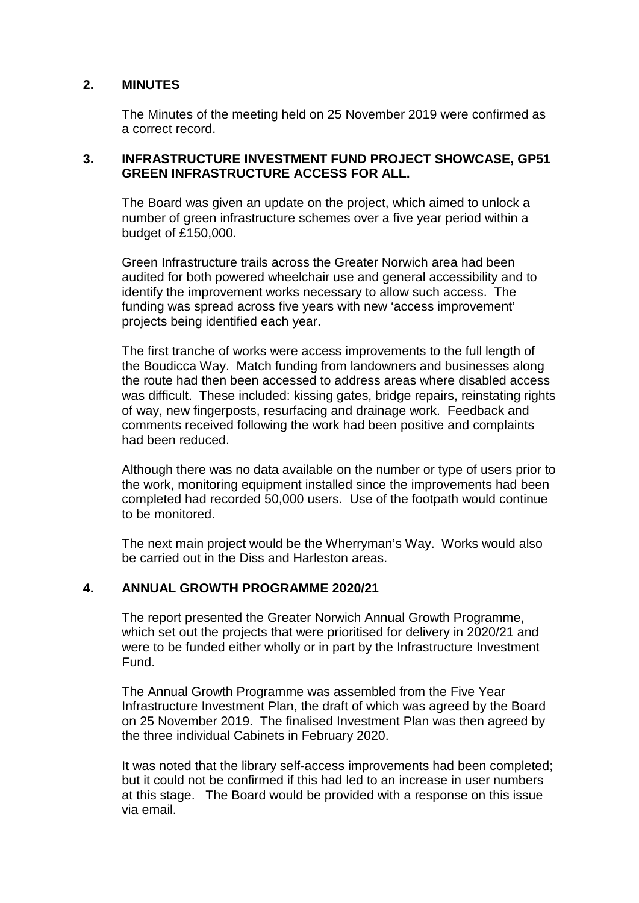## 2. MINUTES

The Minutes of the meeting held on 25 November 2019 were confirmed as a correct record.

## 3. INFRASTRUCTURE INVESTMENT FUND PROJECT SHOWCASE, GP51 GREEN INFRASTRUCTURE ACCESS FOR ALL.

The Board was given an update on the project, which aimed to unlock a number of green infrastructure schemes over a five year period within a budget of £150,000.

Green Infrastructure trails across the Greater Norwich area had been audited for both powered wheelchair use and general accessibility and to identify the improvement works necessary to allow such access. The funding was spread across five years with new 'access improvement' projects being identified each year.

The first tranche of works were access improvements to the full length of the Boudicca Way. Match funding from landowners and businesses along the route had then been accessed to address areas where disabled access was difficult. These included: kissing gates, bridge repairs, reinstating rights of way, new fingerposts, resurfacing and drainage work. Feedback and comments received following the work had been positive and complaints had been reduced.

Although there was no data available on the number or type of users prior to the work, monitoring equipment installed since the improvements had been completed had recorded 50,000 users. Use of the footpath would continue to be monitored.

The next main project would be the Wherryman's Way. Works would also be carried out in the Diss and Harleston areas.

## 4. ANNUAL GROWTH PROGRAMME 2020/21

The report presented the Greater Norwich Annual Growth Programme, which set out the projects that were prioritised for delivery in 2020/21 and were to be funded either wholly or in part by the Infrastructure Investment Fund.

The Annual Growth Programme was assembled from the Five Year Infrastructure Investment Plan, the draft of which was agreed by the Board on 25 November 2019. The finalised Investment Plan was then agreed by the three individual Cabinets in February 2020.

It was noted that the library self-access improvements had been completed; but it could not be confirmed if this had led to an increase in user numbers at this stage. The Board would be provided with a response on this issue via email.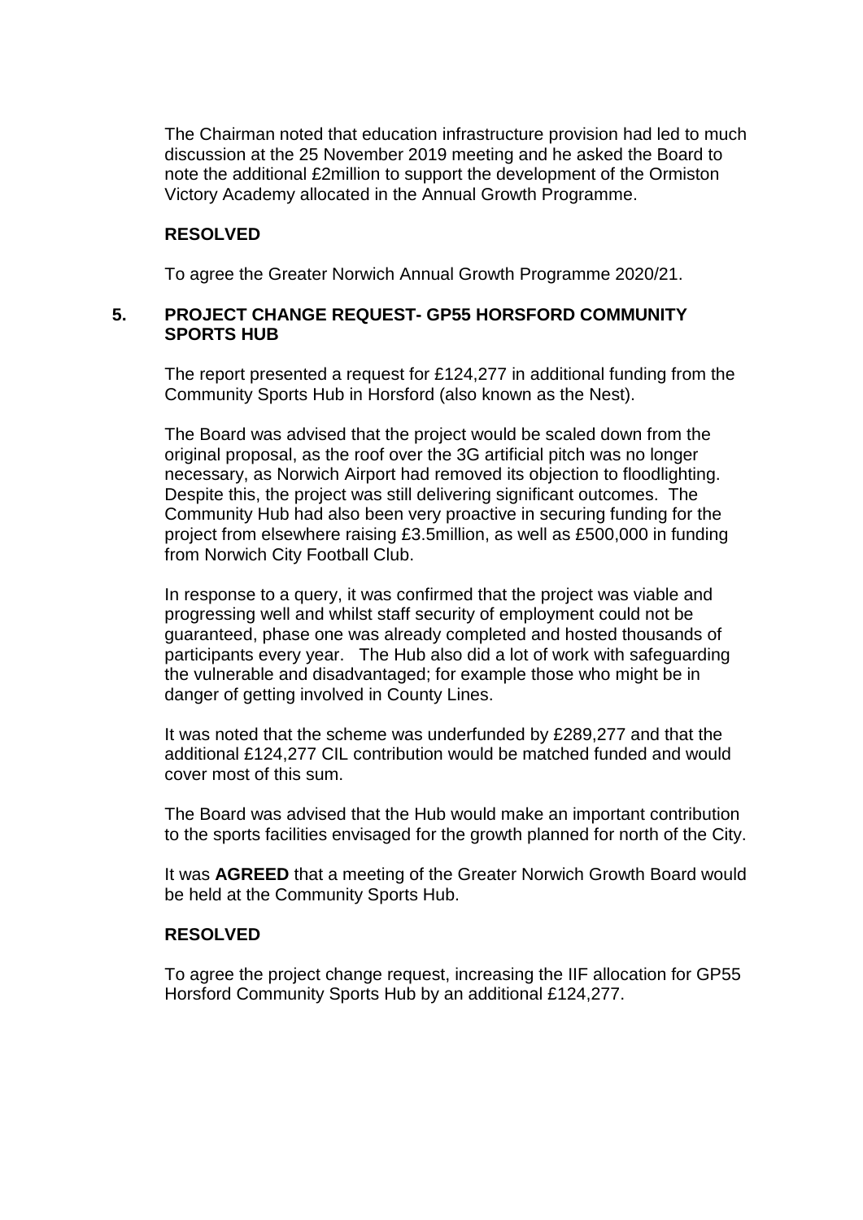The Chairman noted that education infrastructure provision had led to much discussion at the 25 November 2019 meeting and he asked the Board to note the additional £2million to support the development of the Ormiston Victory Academy allocated in the Annual Growth Programme.

**RESOLVED**

To agree the Greater Norwich Annual Growth Programme 2020/21.

## 5. PROJECT CHANGE REQUEST- GP55 HORSFORD COMMUNITY SPORTS HUB

The report presented a request for £124,277 in additional funding from the Community Sports Hub in Horsford (also known as the Nest).

The Board was advised that the project would be scaled down from the original proposal, as the roof over the 3G artificial pitch was no longer necessary, as Norwich Airport had removed its objection to floodlighting. Despite this, the project was still delivering significant outcomes. The Community Hub had also been very proactive in securing funding for the project from elsewhere raising £3.5million, as well as £500,000 in funding from Norwich City Football Club.

In response to a query, it was confirmed that the project was viable and progressing well and whilst staff security of employment could not be guaranteed, phase one was already completed and hosted thousands of participants every year. The Hub also did a lot of work with safeguarding the vulnerable and disadvantaged; for example those who might be in danger of getting involved in County Lines.

It was noted that the scheme was underfunded by £289,277 and that the additional £124,277 CIL contribution would be matched funded and would cover most of this sum.

The Board was advised that the Hub would make an important contribution to the sports facilities envisaged for the growth planned for north of the City.

It was **AGREED** that a meeting of the Greater Norwich Growth Board would be held at the Community Sports Hub.

**RESOLVED**

To agree the project change request, increasing the IIF allocation for GP55 Horsford Community Sports Hub by an additional £124,277.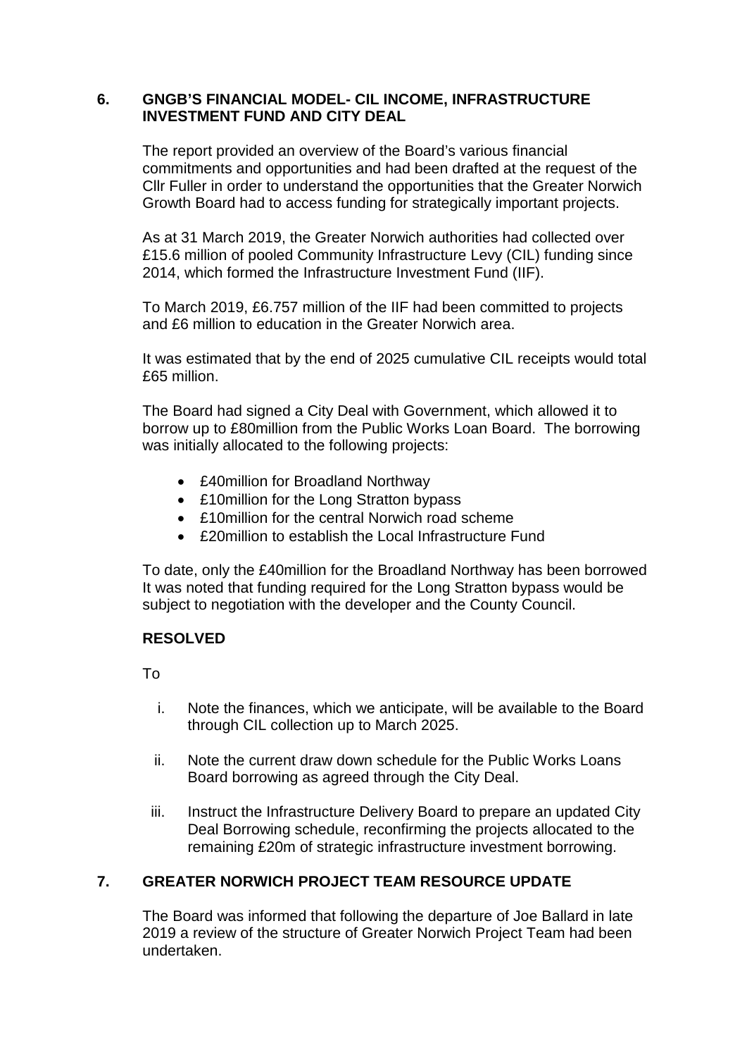## 6. GNGB'S FINANCIAL MODEL- CIL INCOME, INFRASTRUCTURE INVESTMENT FUND AND CITY DEAL

The report provided an overview of the Board's various financial commitments and opportunities and had been drafted at the request of the Cllr Fuller in order to understand the opportunities that the Greater Norwich Growth Board had to access funding for strategically important projects.

As at 31 March 2019, the Greater Norwich authorities had collected over £15.6 million of pooled Community Infrastructure Levy (CIL) funding since 2014, which formed the Infrastructure Investment Fund (IIF).

To March 2019, £6.757 million of the IIF had been committed to projects and £6 million to education in the Greater Norwich area.

It was estimated that by the end of 2025 cumulative CIL receipts would total £65 million.

The Board had signed a City Deal with Government, which allowed it to borrow up to £80million from the Public Works Loan Board. The borrowing was initially allocated to the following projects:

- £40million for Broadland Northway
- £10million for the Long Stratton bypass
- £10million for the central Norwich road scheme
- £20million to establish the Local Infrastructure Fund

To date, only the £40million for the Broadland Northway has been borrowed It was noted that funding required for the Long Stratton bypass would be subject to negotiation with the developer and the County Council.

**RESOLVED**

To

i. Note the finances, which we anticipate, will be available to the Board through CIL collection up to March 2025.

ii. Note the current draw down schedule for the Public Works Loans Board borrowing as agreed through the City Deal.

iii. Instruct the Infrastructure Delivery Board to prepare an updated City Deal Borrowing schedule, reconfirming the projects allocated to the remaining £20m of strategic infrastructure investment borrowing.

## 7. GREATER NORWICH PROJECT TEAM RESOURCE UPDATE

The Board was informed that following the departure of Joe Ballard in late 2019 a review of the structure of Greater Norwich Project Team had been undertaken.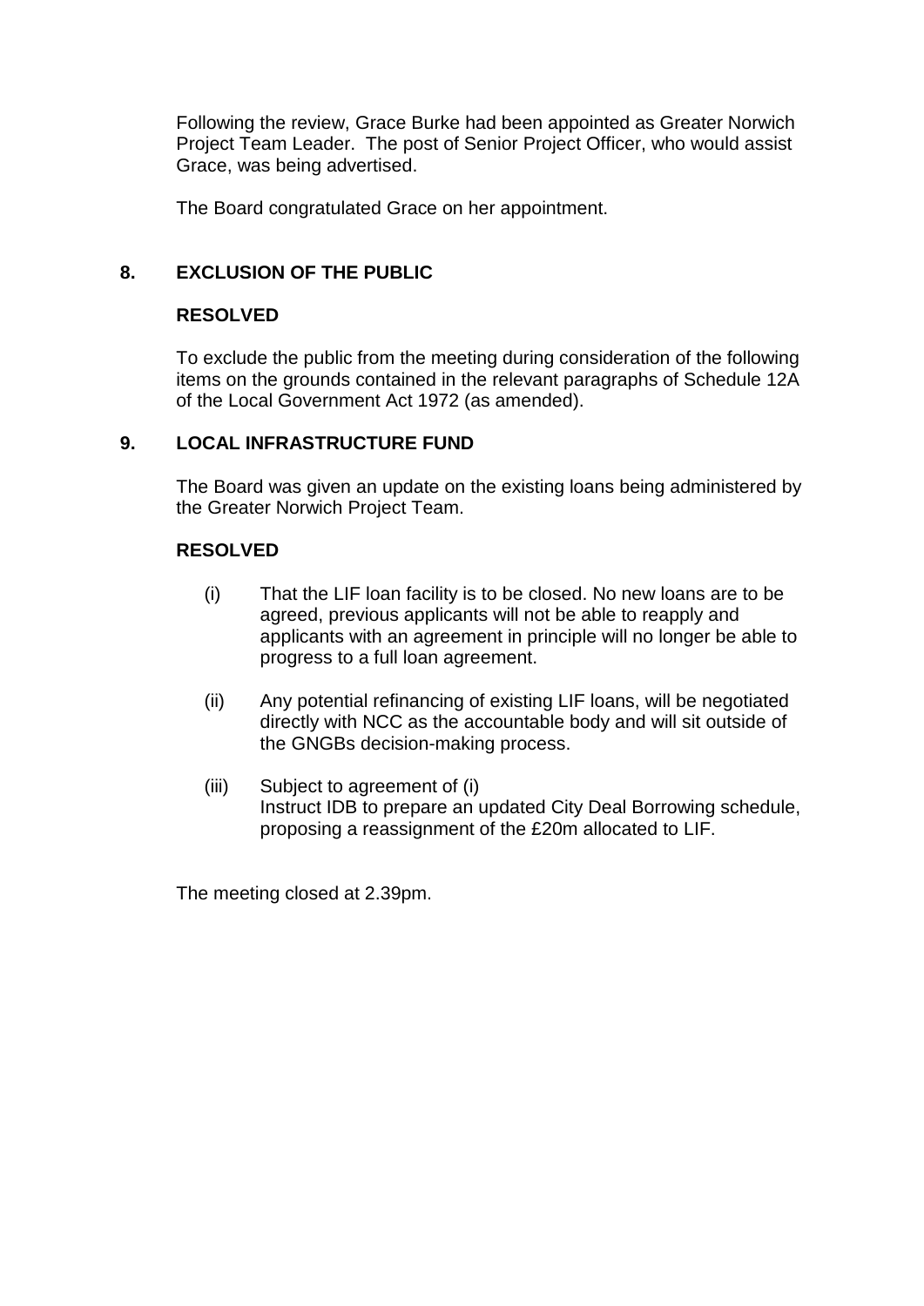Following the review, Grace Burke had been appointed as Greater Norwich Project Team Leader. The post of Senior Project Officer, who would assist Grace, was being advertised.

The Board congratulated Grace on her appointment.

## 8. EXCLUSION OF THE PUBLIC

**RESOLVED**

To exclude the public from the meeting during consideration of the following items on the grounds contained in the relevant paragraphs of Schedule 12A of the Local Government Act 1972 (as amended).

## 9. LOCAL INFRASTRUCTURE FUND

The Board was given an update on the existing loans being administered by the Greater Norwich Project Team.

**RESOLVED**

(i) That the LIF loan facility is to be closed. No new loans are to be agreed, previous applicants will not be able to reapply and applicants with an agreement in principle will no longer be able to progress to a full loan agreement.

(ii) Any potential refinancing of existing LIF loans, will be negotiated directly with NCC as the accountable body and will sit outside of the GNGBs decision-making process.

(iii) Subject to agreement of (i)
Instruct IDB to prepare an updated City Deal Borrowing schedule, proposing a reassignment of the £20m allocated to LIF.

The meeting closed at 2.39pm.